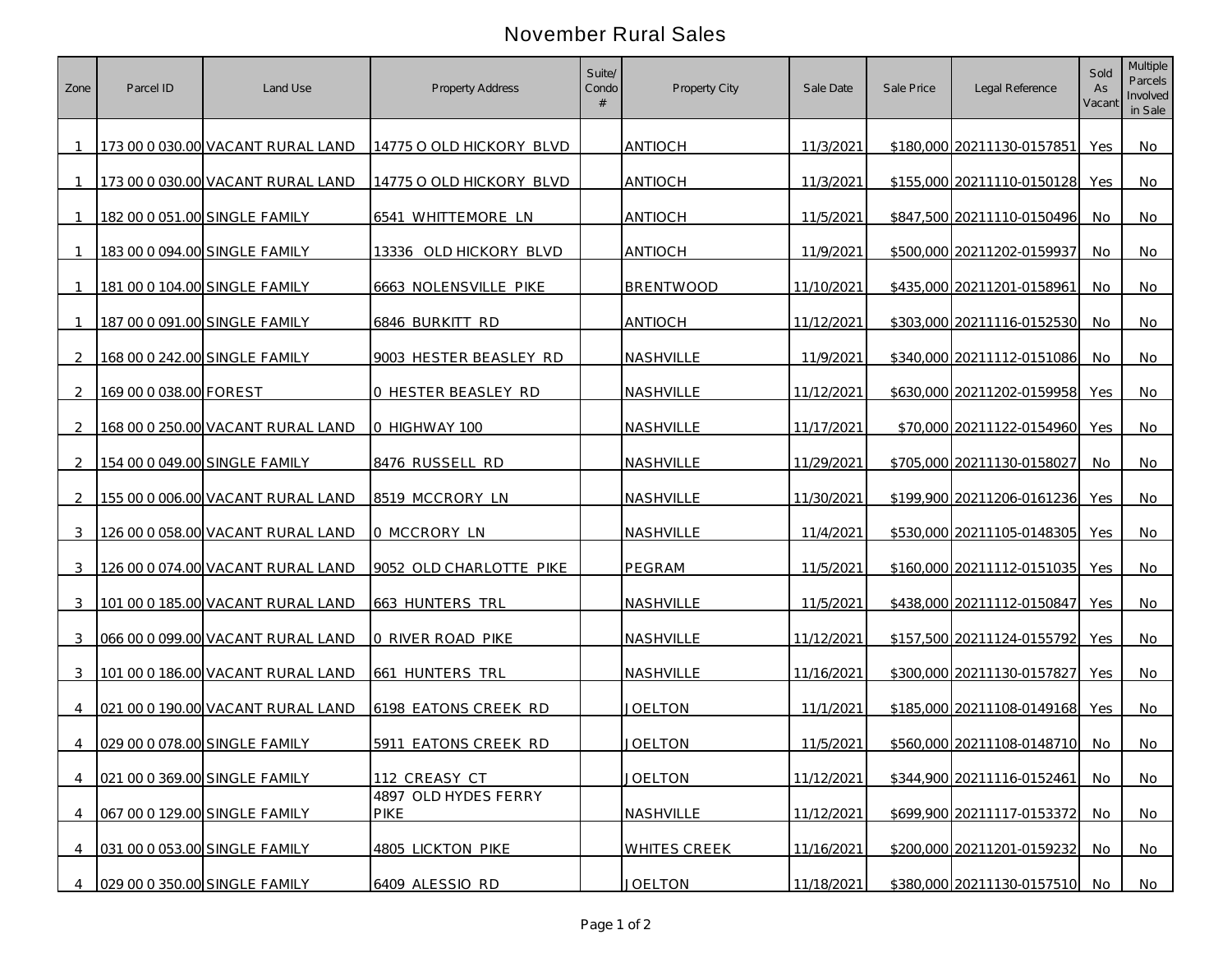# November Rural Sales

| Zone | Parcel ID | Land Use | Property Address | Suite/ Condo # | Property City | Sale Date | Sale Price | Legal Reference | Sold As Vacant | Multiple Parcels Involved in Sale |
|---|---|---|---|---|---|---|---|---|---|---|
| 1 | 173 00 0 030.00 | VACANT RURAL LAND | 14775 O OLD HICKORY BLVD | | ANTIOCH | 11/3/2021 | $180,000 | 20211130-0157851 | Yes | No |
| 1 | 173 00 0 030.00 | VACANT RURAL LAND | 14775 O OLD HICKORY BLVD | | ANTIOCH | 11/3/2021 | $155,000 | 20211110-0150128 | Yes | No |
| 1 | 182 00 0 051.00 | SINGLE FAMILY | 6541 WHITTEMORE LN | | ANTIOCH | 11/5/2021 | $847,500 | 20211110-0150496 | No | No |
| 1 | 183 00 0 094.00 | SINGLE FAMILY | 13336 OLD HICKORY BLVD | | ANTIOCH | 11/9/2021 | $500,000 | 20211202-0159937 | No | No |
| 1 | 181 00 0 104.00 | SINGLE FAMILY | 6663 NOLENSVILLE PIKE | | BRENTWOOD | 11/10/2021 | $435,000 | 20211201-0158961 | No | No |
| 1 | 187 00 0 091.00 | SINGLE FAMILY | 6846 BURKITT RD | | ANTIOCH | 11/12/2021 | $303,000 | 20211116-0152530 | No | No |
| 2 | 168 00 0 242.00 | SINGLE FAMILY | 9003 HESTER BEASLEY RD | | NASHVILLE | 11/9/2021 | $340,000 | 20211112-0151086 | No | No |
| 2 | 169 00 0 038.00 | FOREST | 0 HESTER BEASLEY RD | | NASHVILLE | 11/12/2021 | $630,000 | 20211202-0159958 | Yes | No |
| 2 | 168 00 0 250.00 | VACANT RURAL LAND | 0 HIGHWAY 100 | | NASHVILLE | 11/17/2021 | $70,000 | 20211122-0154960 | Yes | No |
| 2 | 154 00 0 049.00 | SINGLE FAMILY | 8476 RUSSELL RD | | NASHVILLE | 11/29/2021 | $705,000 | 20211130-0158027 | No | No |
| 2 | 155 00 0 006.00 | VACANT RURAL LAND | 8519 MCCRORY LN | | NASHVILLE | 11/30/2021 | $199,900 | 20211206-0161236 | Yes | No |
| 3 | 126 00 0 058.00 | VACANT RURAL LAND | 0 MCCRORY LN | | NASHVILLE | 11/4/2021 | $530,000 | 20211105-0148305 | Yes | No |
| 3 | 126 00 0 074.00 | VACANT RURAL LAND | 9052 OLD CHARLOTTE PIKE | | PEGRAM | 11/5/2021 | $160,000 | 20211112-0151035 | Yes | No |
| 3 | 101 00 0 185.00 | VACANT RURAL LAND | 663 HUNTERS TRL | | NASHVILLE | 11/5/2021 | $438,000 | 20211112-0150847 | Yes | No |
| 3 | 066 00 0 099.00 | VACANT RURAL LAND | 0 RIVER ROAD PIKE | | NASHVILLE | 11/12/2021 | $157,500 | 20211124-0155792 | Yes | No |
| 3 | 101 00 0 186.00 | VACANT RURAL LAND | 661 HUNTERS TRL | | NASHVILLE | 11/16/2021 | $300,000 | 20211130-0157827 | Yes | No |
| 4 | 021 00 0 190.00 | VACANT RURAL LAND | 6198 EATONS CREEK RD | | JOELTON | 11/1/2021 | $185,000 | 20211108-0149168 | Yes | No |
| 4 | 029 00 0 078.00 | SINGLE FAMILY | 5911 EATONS CREEK RD | | JOELTON | 11/5/2021 | $560,000 | 20211108-0148710 | No | No |
| 4 | 021 00 0 369.00 | SINGLE FAMILY | 112 CREASY CT | | JOELTON | 11/12/2021 | $344,900 | 20211116-0152461 | No | No |
| 4 | 067 00 0 129.00 | SINGLE FAMILY | 4897 OLD HYDES FERRY PIKE | | NASHVILLE | 11/12/2021 | $699,900 | 20211117-0153372 | No | No |
| 4 | 031 00 0 053.00 | SINGLE FAMILY | 4805 LICKTON PIKE | | WHITES CREEK | 11/16/2021 | $200,000 | 20211201-0159232 | No | No |
| 4 | 029 00 0 350.00 | SINGLE FAMILY | 6409 ALESSIO RD | | JOELTON | 11/18/2021 | $380,000 | 20211130-0157510 | No | No |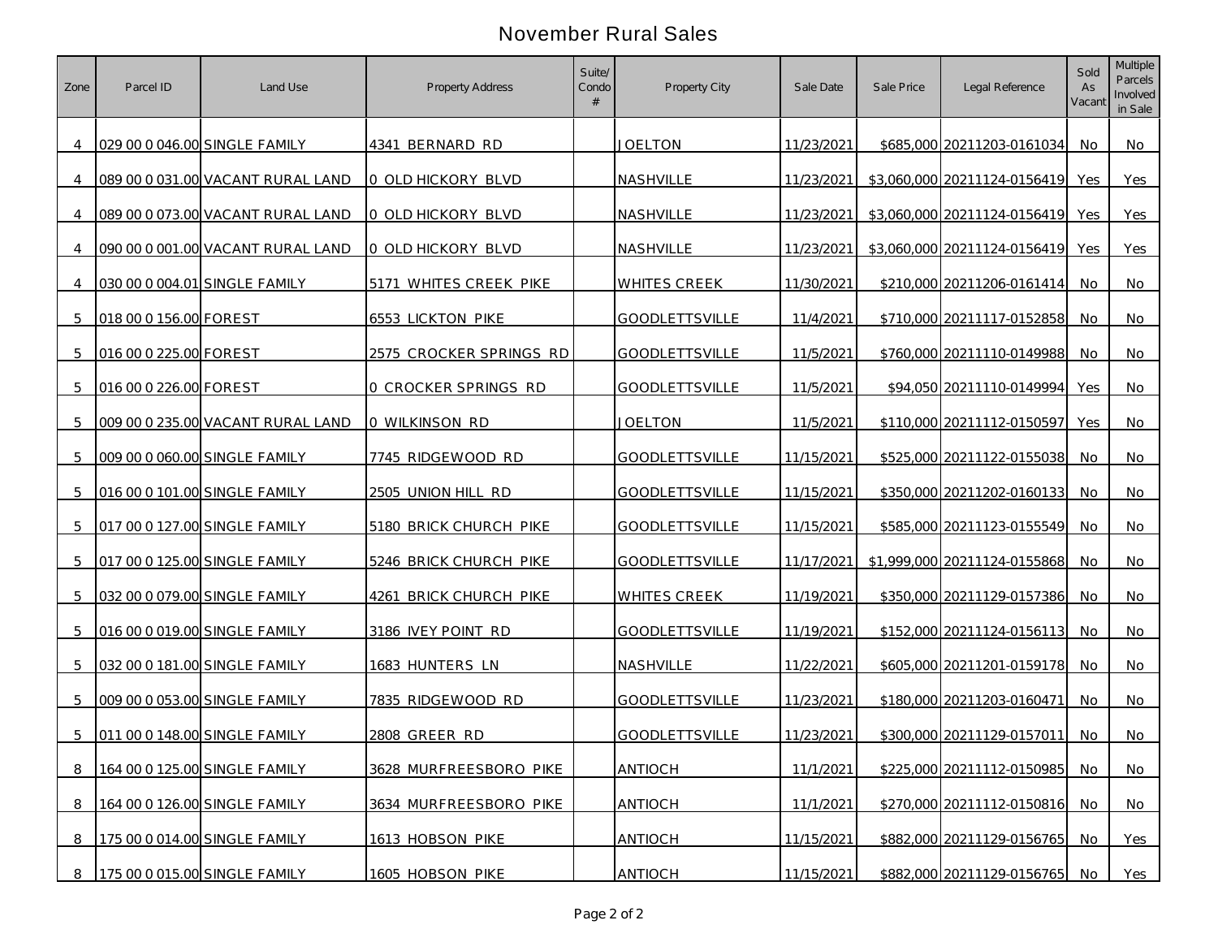# November Rural Sales

| Zone | Parcel ID | Land Use | Property Address | Suite/ Condo # | Property City | Sale Date | Sale Price | Legal Reference | Sold As Vacant | Multiple Parcels Involved in Sale |
|---|---|---|---|---|---|---|---|---|---|---|
| 4 | 029 00 0 046.00 | SINGLE FAMILY | 4341 BERNARD RD | | JOELTON | 11/23/2021 | $685,000 | 20211203-0161034 | No | No |
| 4 | 089 00 0 031.00 | VACANT RURAL LAND | 0 OLD HICKORY BLVD | | NASHVILLE | 11/23/2021 | $3,060,000 | 20211124-0156419 | Yes | Yes |
| 4 | 089 00 0 073.00 | VACANT RURAL LAND | 0 OLD HICKORY BLVD | | NASHVILLE | 11/23/2021 | $3,060,000 | 20211124-0156419 | Yes | Yes |
| 4 | 090 00 0 001.00 | VACANT RURAL LAND | 0 OLD HICKORY BLVD | | NASHVILLE | 11/23/2021 | $3,060,000 | 20211124-0156419 | Yes | Yes |
| 4 | 030 00 0 004.01 | SINGLE FAMILY | 5171 WHITES CREEK PIKE | | WHITES CREEK | 11/30/2021 | $210,000 | 20211206-0161414 | No | No |
| 5 | 018 00 0 156.00 | FOREST | 6553 LICKTON PIKE | | GOODLETTSVILLE | 11/4/2021 | $710,000 | 20211117-0152858 | No | No |
| 5 | 016 00 0 225.00 | FOREST | 2575 CROCKER SPRINGS RD | | GOODLETTSVILLE | 11/5/2021 | $760,000 | 20211110-0149988 | No | No |
| 5 | 016 00 0 226.00 | FOREST | 0 CROCKER SPRINGS RD | | GOODLETTSVILLE | 11/5/2021 | $94,050 | 20211110-0149994 | Yes | No |
| 5 | 009 00 0 235.00 | VACANT RURAL LAND | 0 WILKINSON RD | | JOELTON | 11/5/2021 | $110,000 | 20211112-0150597 | Yes | No |
| 5 | 009 00 0 060.00 | SINGLE FAMILY | 7745 RIDGEWOOD RD | | GOODLETTSVILLE | 11/15/2021 | $525,000 | 20211122-0155038 | No | No |
| 5 | 016 00 0 101.00 | SINGLE FAMILY | 2505 UNION HILL RD | | GOODLETTSVILLE | 11/15/2021 | $350,000 | 20211202-0160133 | No | No |
| 5 | 017 00 0 127.00 | SINGLE FAMILY | 5180 BRICK CHURCH PIKE | | GOODLETTSVILLE | 11/15/2021 | $585,000 | 20211123-0155549 | No | No |
| 5 | 017 00 0 125.00 | SINGLE FAMILY | 5246 BRICK CHURCH PIKE | | GOODLETTSVILLE | 11/17/2021 | $1,999,000 | 20211124-0155868 | No | No |
| 5 | 032 00 0 079.00 | SINGLE FAMILY | 4261 BRICK CHURCH PIKE | | WHITES CREEK | 11/19/2021 | $350,000 | 20211129-0157386 | No | No |
| 5 | 016 00 0 019.00 | SINGLE FAMILY | 3186 IVEY POINT RD | | GOODLETTSVILLE | 11/19/2021 | $152,000 | 20211124-0156113 | No | No |
| 5 | 032 00 0 181.00 | SINGLE FAMILY | 1683 HUNTERS LN | | NASHVILLE | 11/22/2021 | $605,000 | 20211201-0159178 | No | No |
| 5 | 009 00 0 053.00 | SINGLE FAMILY | 7835 RIDGEWOOD RD | | GOODLETTSVILLE | 11/23/2021 | $180,000 | 20211203-0160471 | No | No |
| 5 | 011 00 0 148.00 | SINGLE FAMILY | 2808 GREER RD | | GOODLETTSVILLE | 11/23/2021 | $300,000 | 20211129-0157011 | No | No |
| 8 | 164 00 0 125.00 | SINGLE FAMILY | 3628 MURFREESBORO PIKE | | ANTIOCH | 11/1/2021 | $225,000 | 20211112-0150985 | No | No |
| 8 | 164 00 0 126.00 | SINGLE FAMILY | 3634 MURFREESBORO PIKE | | ANTIOCH | 11/1/2021 | $270,000 | 20211112-0150816 | No | No |
| 8 | 175 00 0 014.00 | SINGLE FAMILY | 1613 HOBSON PIKE | | ANTIOCH | 11/15/2021 | $882,000 | 20211129-0156765 | No | Yes |
| 8 | 175 00 0 015.00 | SINGLE FAMILY | 1605 HOBSON PIKE | | ANTIOCH | 11/15/2021 | $882,000 | 20211129-0156765 | No | Yes |